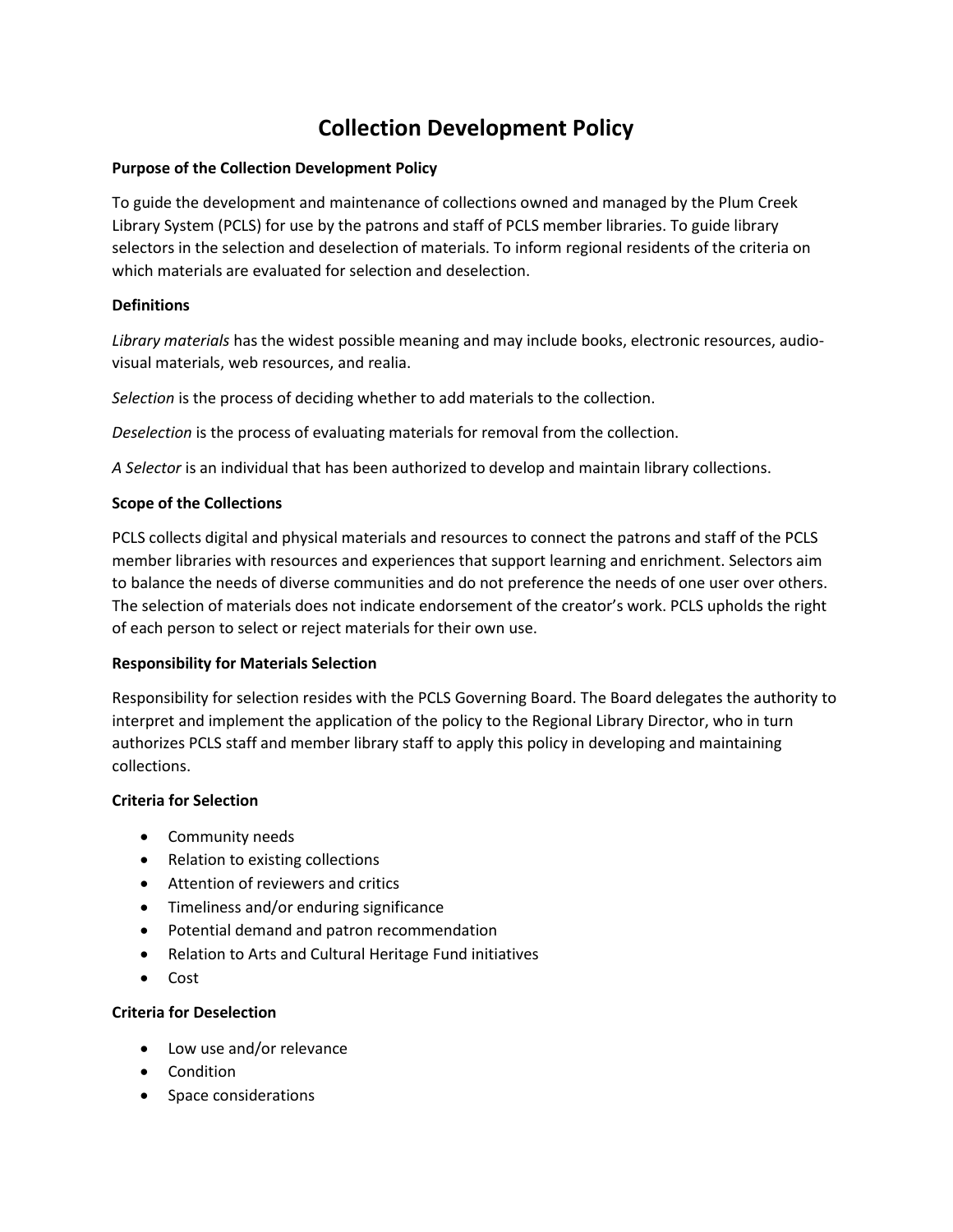# Collection Development Policy

**Purpose of the Collection Development Policy**

To guide the development and maintenance of collections owned and managed by the Plum Creek Library System (PCLS) for use by the patrons and staff of PCLS member libraries. To guide library selectors in the selection and deselection of materials. To inform regional residents of the criteria on which materials are evaluated for selection and deselection.

**Definitions**

*Library materials* has the widest possible meaning and may include books, electronic resources, audio-visual materials, web resources, and realia.

*Selection* is the process of deciding whether to add materials to the collection.

*Deselection* is the process of evaluating materials for removal from the collection.

*A Selector* is an individual that has been authorized to develop and maintain library collections.

**Scope of the Collections**

PCLS collects digital and physical materials and resources to connect the patrons and staff of the PCLS member libraries with resources and experiences that support learning and enrichment. Selectors aim to balance the needs of diverse communities and do not preference the needs of one user over others. The selection of materials does not indicate endorsement of the creator's work. PCLS upholds the right of each person to select or reject materials for their own use.

**Responsibility for Materials Selection**

Responsibility for selection resides with the PCLS Governing Board. The Board delegates the authority to interpret and implement the application of the policy to the Regional Library Director, who in turn authorizes PCLS staff and member library staff to apply this policy in developing and maintaining collections.

**Criteria for Selection**

- Community needs
- Relation to existing collections
- Attention of reviewers and critics
- Timeliness and/or enduring significance
- Potential demand and patron recommendation
- Relation to Arts and Cultural Heritage Fund initiatives
- Cost

**Criteria for Deselection**

- Low use and/or relevance
- Condition
- Space considerations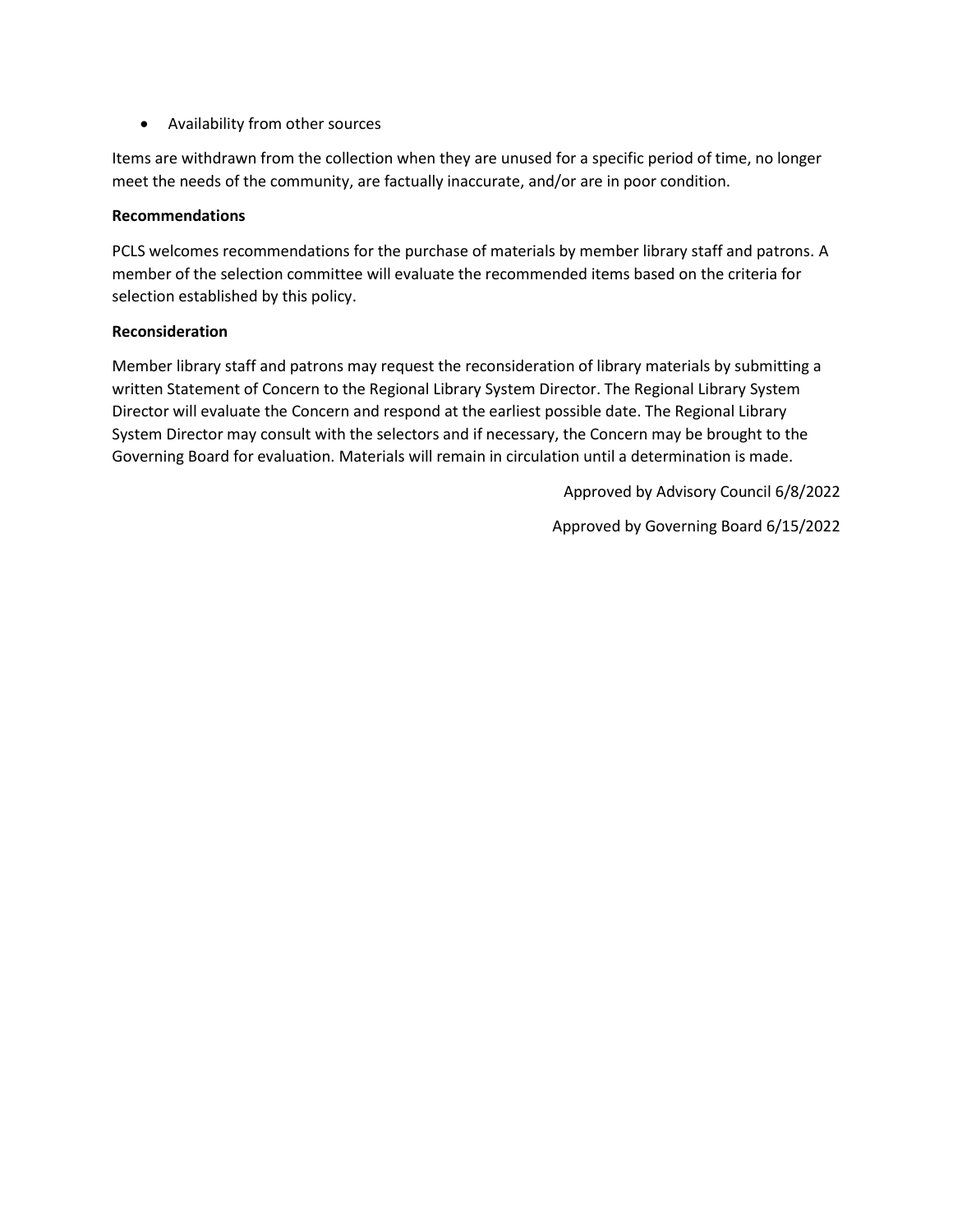- Availability from other sources

Items are withdrawn from the collection when they are unused for a specific period of time, no longer meet the needs of the community, are factually inaccurate, and/or are in poor condition.

**Recommendations**

PCLS welcomes recommendations for the purchase of materials by member library staff and patrons. A member of the selection committee will evaluate the recommended items based on the criteria for selection established by this policy.

**Reconsideration**

Member library staff and patrons may request the reconsideration of library materials by submitting a written Statement of Concern to the Regional Library System Director. The Regional Library System Director will evaluate the Concern and respond at the earliest possible date. The Regional Library System Director may consult with the selectors and if necessary, the Concern may be brought to the Governing Board for evaluation. Materials will remain in circulation until a determination is made.

Approved by Advisory Council 6/8/2022

Approved by Governing Board 6/15/2022